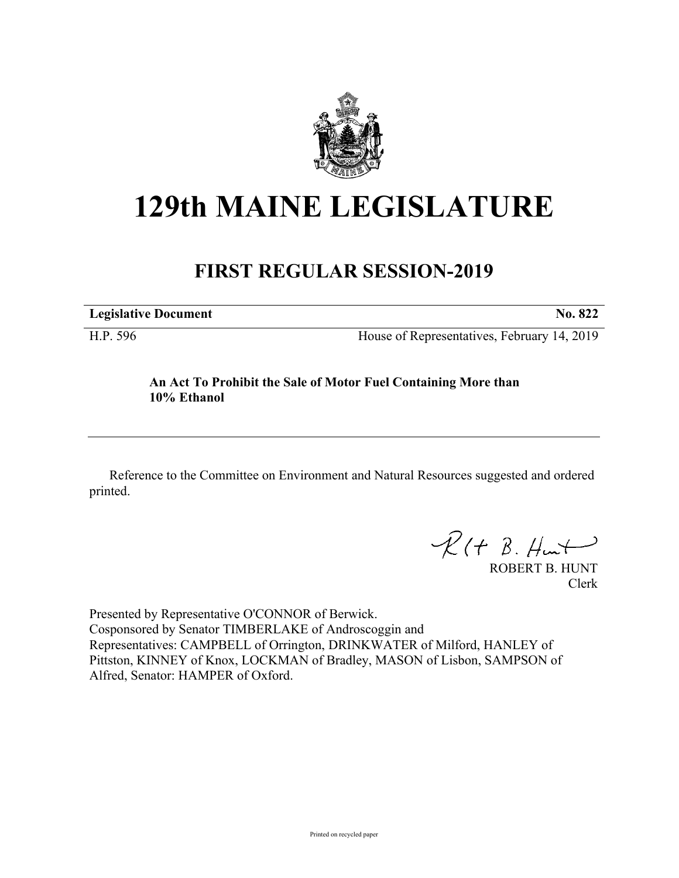# 129th MAINE LEGISLATURE

## FIRST REGULAR SESSION-2019

**Legislative Document** **No. 822**

H.P. 596 House of Representatives, February 14, 2019

**An Act To Prohibit the Sale of Motor Fuel Containing More than 10% Ethanol**

Reference to the Committee on Environment and Natural Resources suggested and ordered printed.

ROBERT B. HUNT
Clerk

Presented by Representative O'CONNOR of Berwick.
Cosponsored by Senator TIMBERLAKE of Androscoggin and
Representatives: CAMPBELL of Orrington, DRINKWATER of Milford, HANLEY of Pittston, KINNEY of Knox, LOCKMAN of Bradley, MASON of Lisbon, SAMPSON of Alfred, Senator: HAMPER of Oxford.

Printed on recycled paper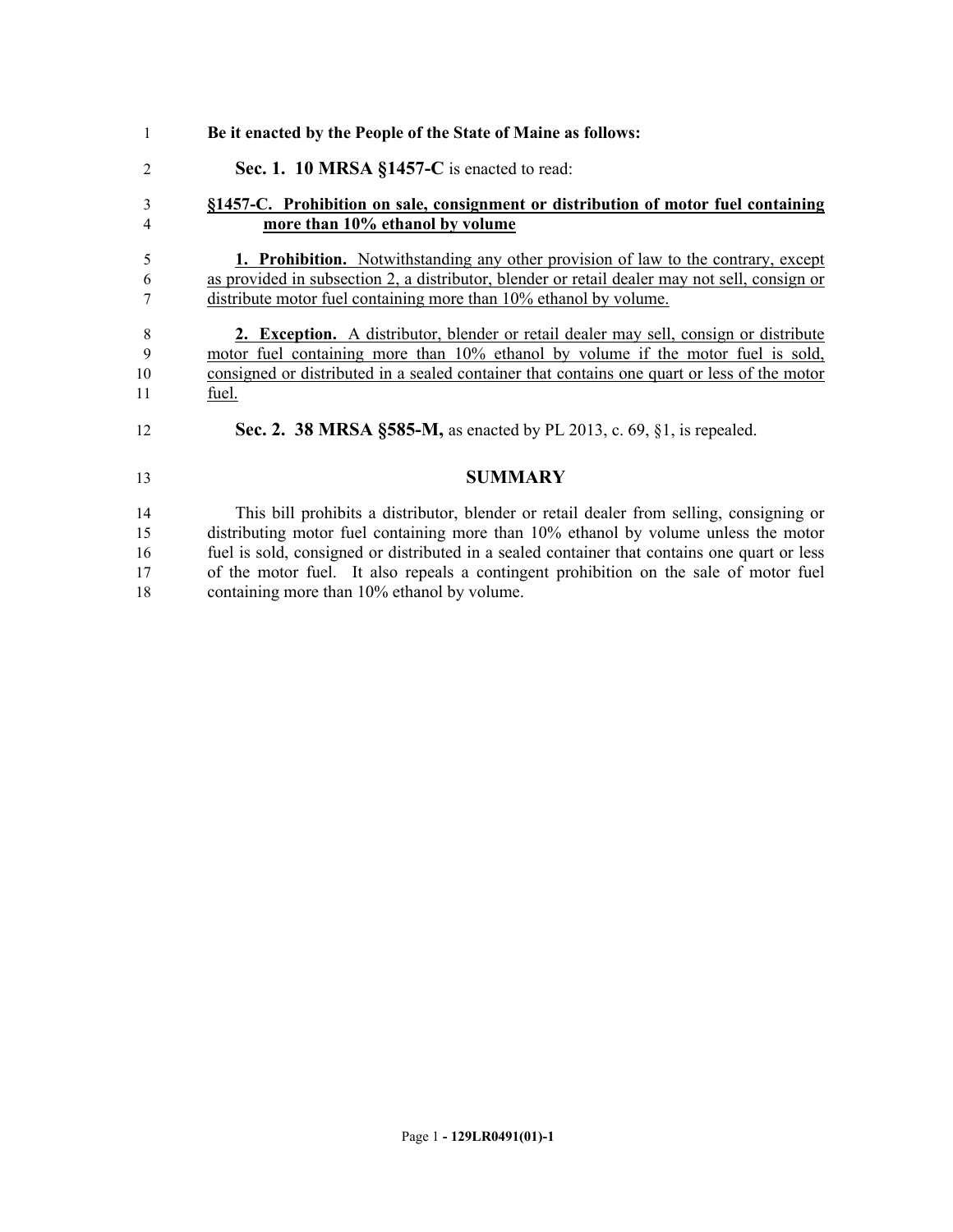**Be it enacted by the People of the State of Maine as follows:**

**Sec. 1. 10 MRSA §1457-C** is enacted to read:

**§1457-C. Prohibition on sale, consignment or distribution of motor fuel containing more than 10% ethanol by volume**

**1. Prohibition.** Notwithstanding any other provision of law to the contrary, except as provided in subsection 2, a distributor, blender or retail dealer may not sell, consign or distribute motor fuel containing more than 10% ethanol by volume.

**2. Exception.** A distributor, blender or retail dealer may sell, consign or distribute motor fuel containing more than 10% ethanol by volume if the motor fuel is sold, consigned or distributed in a sealed container that contains one quart or less of the motor fuel.

**Sec. 2. 38 MRSA §585-M,** as enacted by PL 2013, c. 69, §1, is repealed.

## SUMMARY

This bill prohibits a distributor, blender or retail dealer from selling, consigning or distributing motor fuel containing more than 10% ethanol by volume unless the motor fuel is sold, consigned or distributed in a sealed container that contains one quart or less of the motor fuel. It also repeals a contingent prohibition on the sale of motor fuel containing more than 10% ethanol by volume.